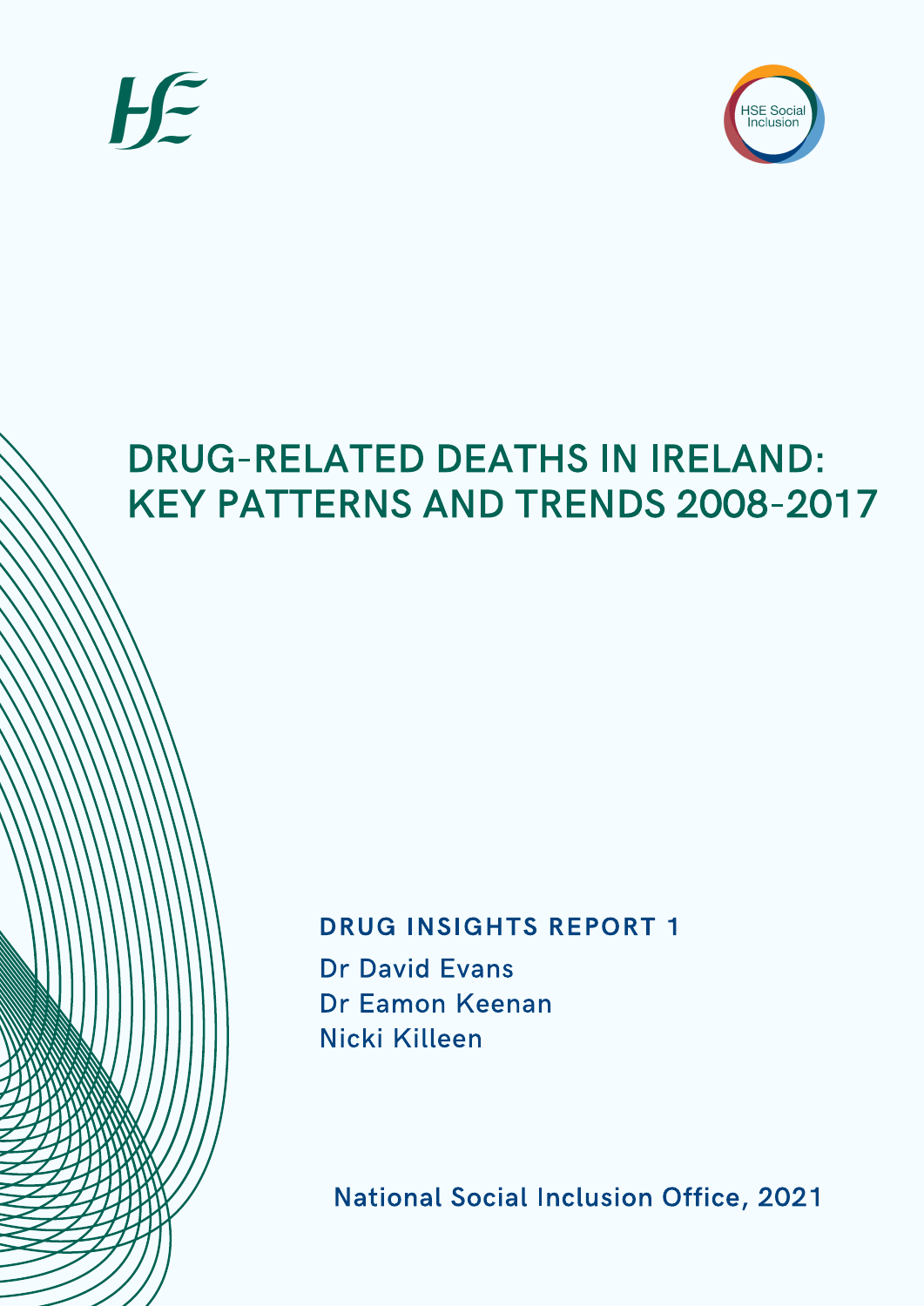HSE Social Inclusion

# DRUG-RELATED DEATHS IN IRELAND: KEY PATTERNS AND TRENDS 2008-2017

**DRUG INSIGHTS REPORT 1**

Dr David Evans

Dr Eamon Keenan

Nicki Killeen

National Social Inclusion Office, 2021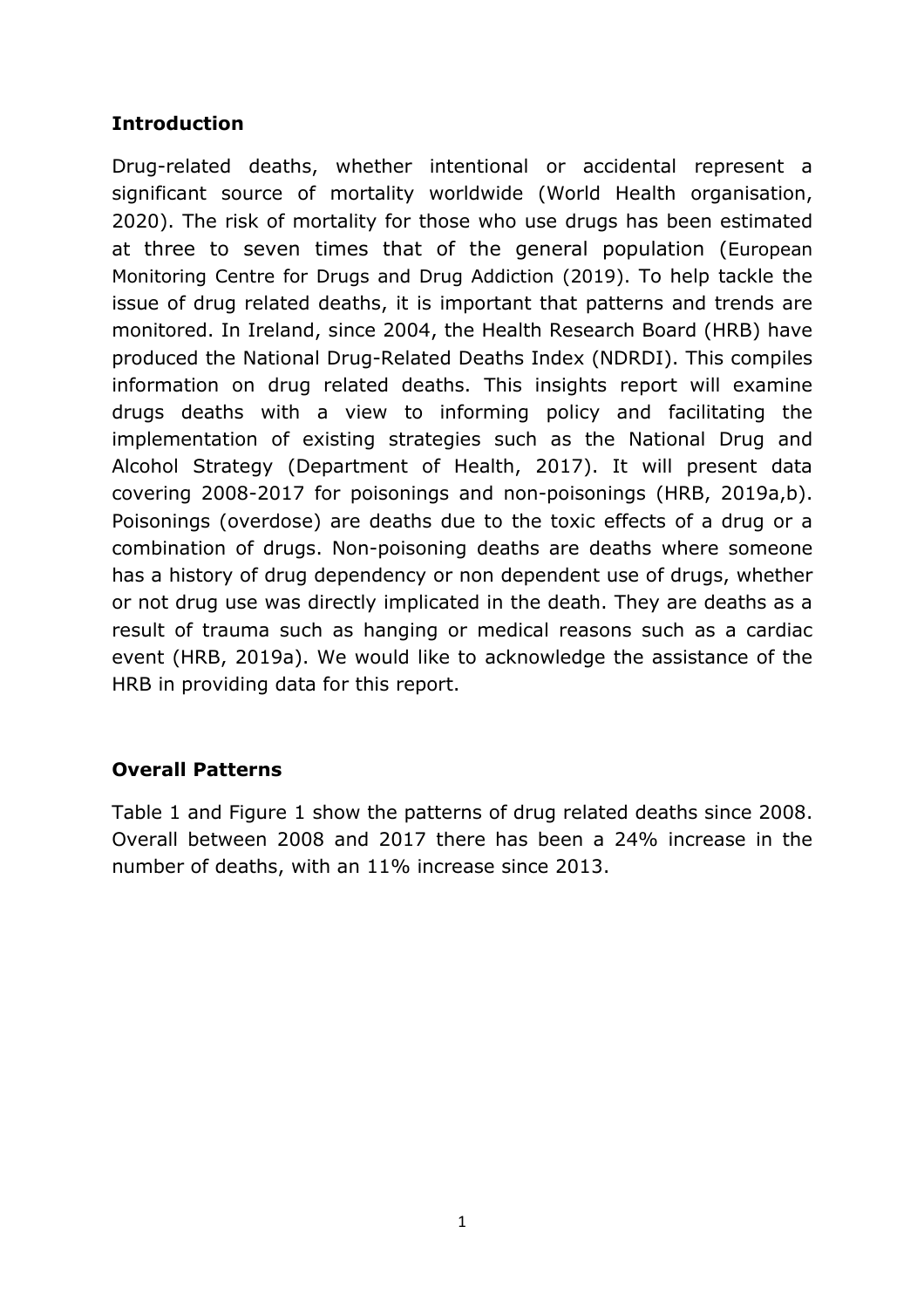## Introduction

Drug-related deaths, whether intentional or accidental represent a significant source of mortality worldwide (World Health organisation, 2020). The risk of mortality for those who use drugs has been estimated at three to seven times that of the general population (European Monitoring Centre for Drugs and Drug Addiction (2019). To help tackle the issue of drug related deaths, it is important that patterns and trends are monitored. In Ireland, since 2004, the Health Research Board (HRB) have produced the National Drug-Related Deaths Index (NDRDI). This compiles information on drug related deaths. This insights report will examine drugs deaths with a view to informing policy and facilitating the implementation of existing strategies such as the National Drug and Alcohol Strategy (Department of Health, 2017). It will present data covering 2008-2017 for poisonings and non-poisonings (HRB, 2019a,b). Poisonings (overdose) are deaths due to the toxic effects of a drug or a combination of drugs. Non-poisoning deaths are deaths where someone has a history of drug dependency or non dependent use of drugs, whether or not drug use was directly implicated in the death. They are deaths as a result of trauma such as hanging or medical reasons such as a cardiac event (HRB, 2019a). We would like to acknowledge the assistance of the HRB in providing data for this report.

## Overall Patterns

Table 1 and Figure 1 show the patterns of drug related deaths since 2008. Overall between 2008 and 2017 there has been a 24% increase in the number of deaths, with an 11% increase since 2013.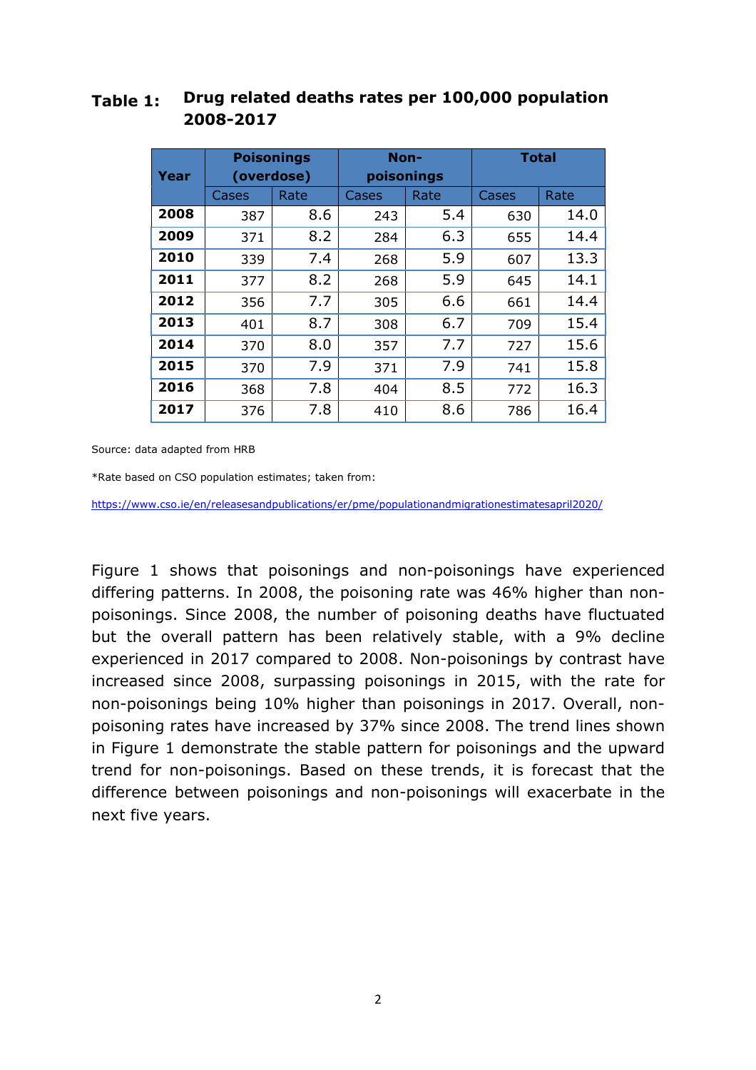**Table 1: Drug related deaths rates per 100,000 population 2008-2017**

| Year | Poisonings (overdose) | | Non-poisonings | | Total | |
|---|---|---|---|---|---|---|
| | Cases | Rate | Cases | Rate | Cases | Rate |
| **2008** | 387 | 8.6 | 243 | 5.4 | 630 | 14.0 |
| **2009** | 371 | 8.2 | 284 | 6.3 | 655 | 14.4 |
| **2010** | 339 | 7.4 | 268 | 5.9 | 607 | 13.3 |
| **2011** | 377 | 8.2 | 268 | 5.9 | 645 | 14.1 |
| **2012** | 356 | 7.7 | 305 | 6.6 | 661 | 14.4 |
| **2013** | 401 | 8.7 | 308 | 6.7 | 709 | 15.4 |
| **2014** | 370 | 8.0 | 357 | 7.7 | 727 | 15.6 |
| **2015** | 370 | 7.9 | 371 | 7.9 | 741 | 15.8 |
| **2016** | 368 | 7.8 | 404 | 8.5 | 772 | 16.3 |
| **2017** | 376 | 7.8 | 410 | 8.6 | 786 | 16.4 |

Source: data adapted from HRB

*Rate based on CSO population estimates; taken from:

https://www.cso.ie/en/releasesandpublications/er/pme/populationandmigrationestimatesapril2020/

Figure 1 shows that poisonings and non-poisonings have experienced differing patterns. In 2008, the poisoning rate was 46% higher than non-poisonings. Since 2008, the number of poisoning deaths have fluctuated but the overall pattern has been relatively stable, with a 9% decline experienced in 2017 compared to 2008. Non-poisonings by contrast have increased since 2008, surpassing poisonings in 2015, with the rate for non-poisonings being 10% higher than poisonings in 2017. Overall, non-poisoning rates have increased by 37% since 2008. The trend lines shown in Figure 1 demonstrate the stable pattern for poisonings and the upward trend for non-poisonings. Based on these trends, it is forecast that the difference between poisonings and non-poisonings will exacerbate in the next five years.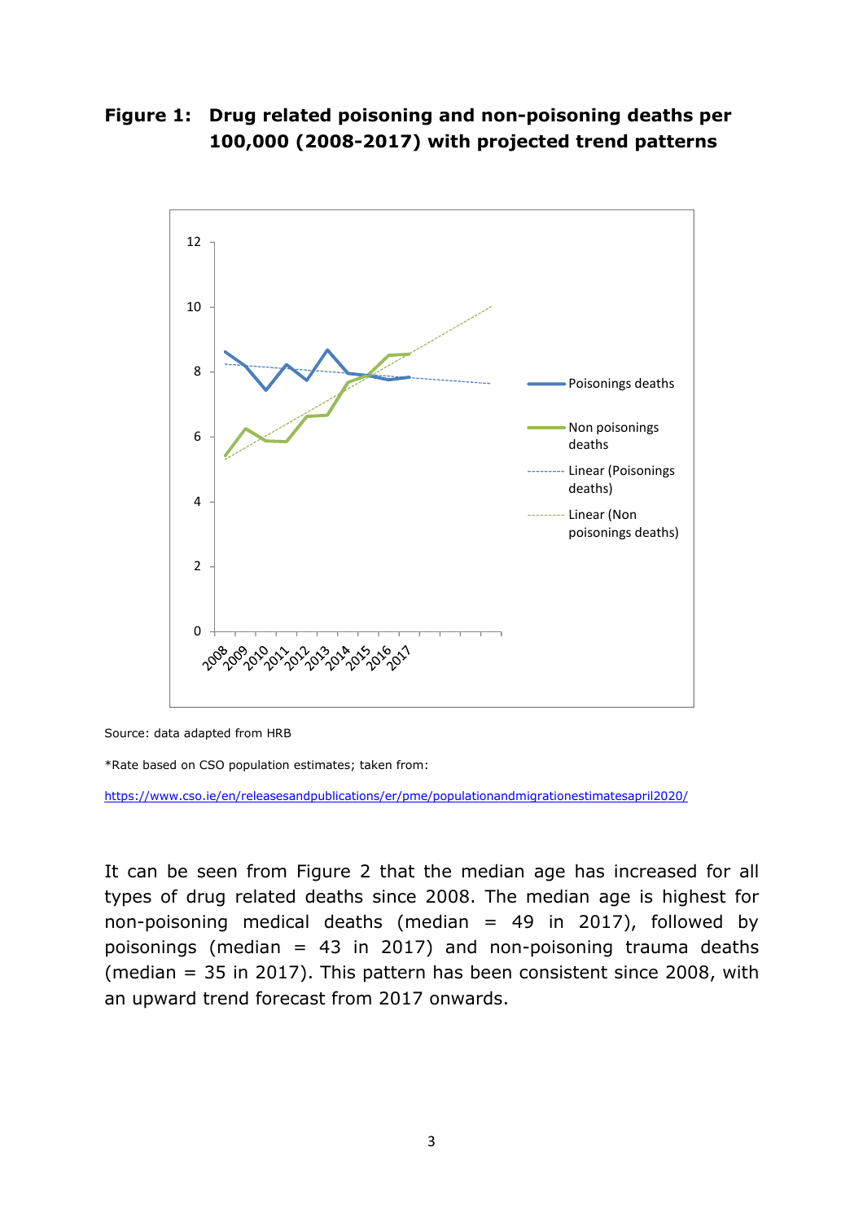**Figure 1: Drug related poisoning and non-poisoning deaths per 100,000 (2008-2017) with projected trend patterns**

Source: data adapted from HRB

*Rate based on CSO population estimates; taken from:

https://www.cso.ie/en/releasesandpublications/er/pme/populationandmigrationestimatesapril2020/

It can be seen from Figure 2 that the median age has increased for all types of drug related deaths since 2008. The median age is highest for non-poisoning medical deaths (median = 49 in 2017), followed by poisonings (median = 43 in 2017) and non-poisoning trauma deaths (median = 35 in 2017). This pattern has been consistent since 2008, with an upward trend forecast from 2017 onwards.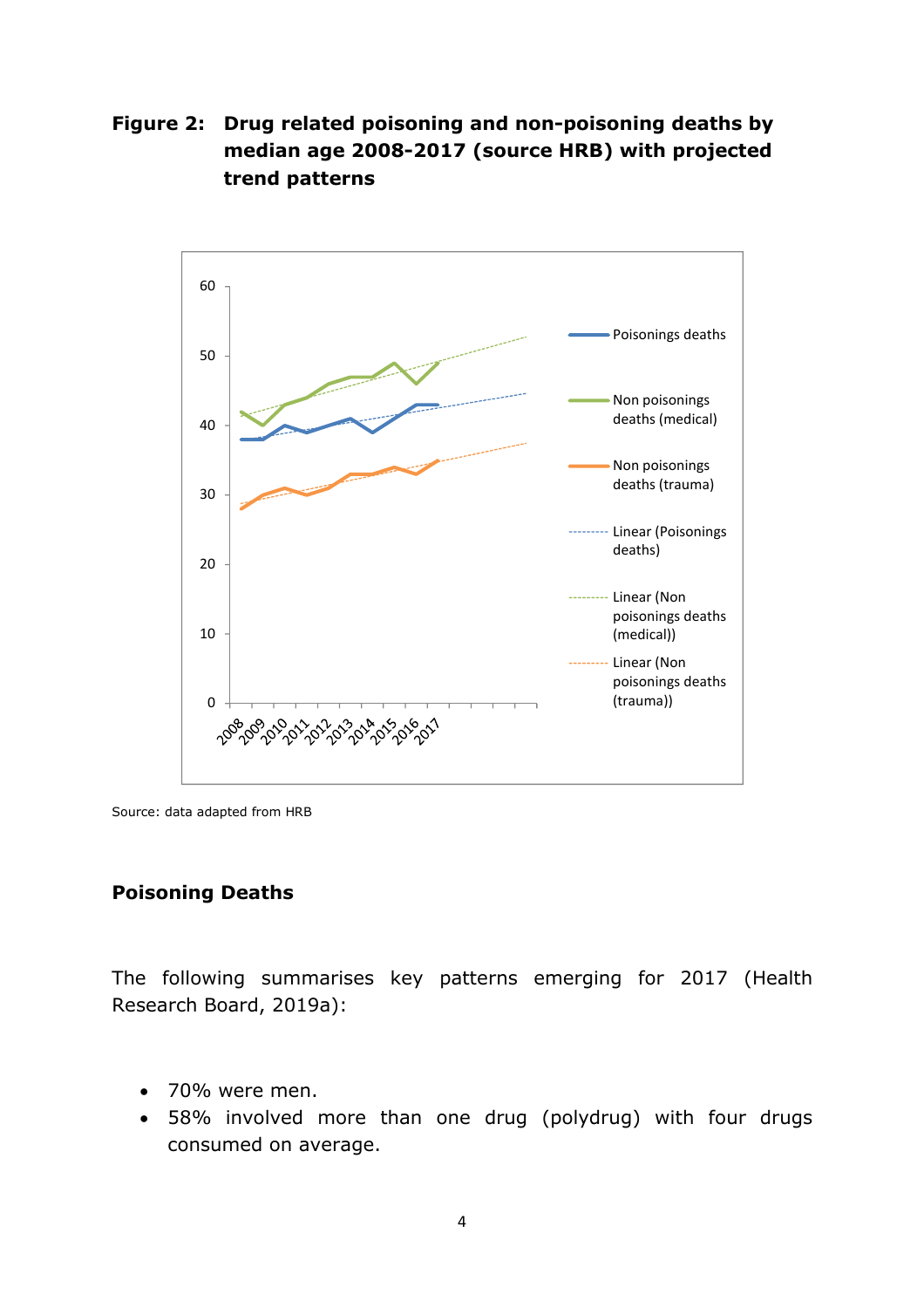**Figure 2: Drug related poisoning and non-poisoning deaths by median age 2008-2017 (source HRB) with projected trend patterns**

Source: data adapted from HRB

## Poisoning Deaths

The following summarises key patterns emerging for 2017 (Health Research Board, 2019a):

- 70% were men.
- 58% involved more than one drug (polydrug) with four drugs consumed on average.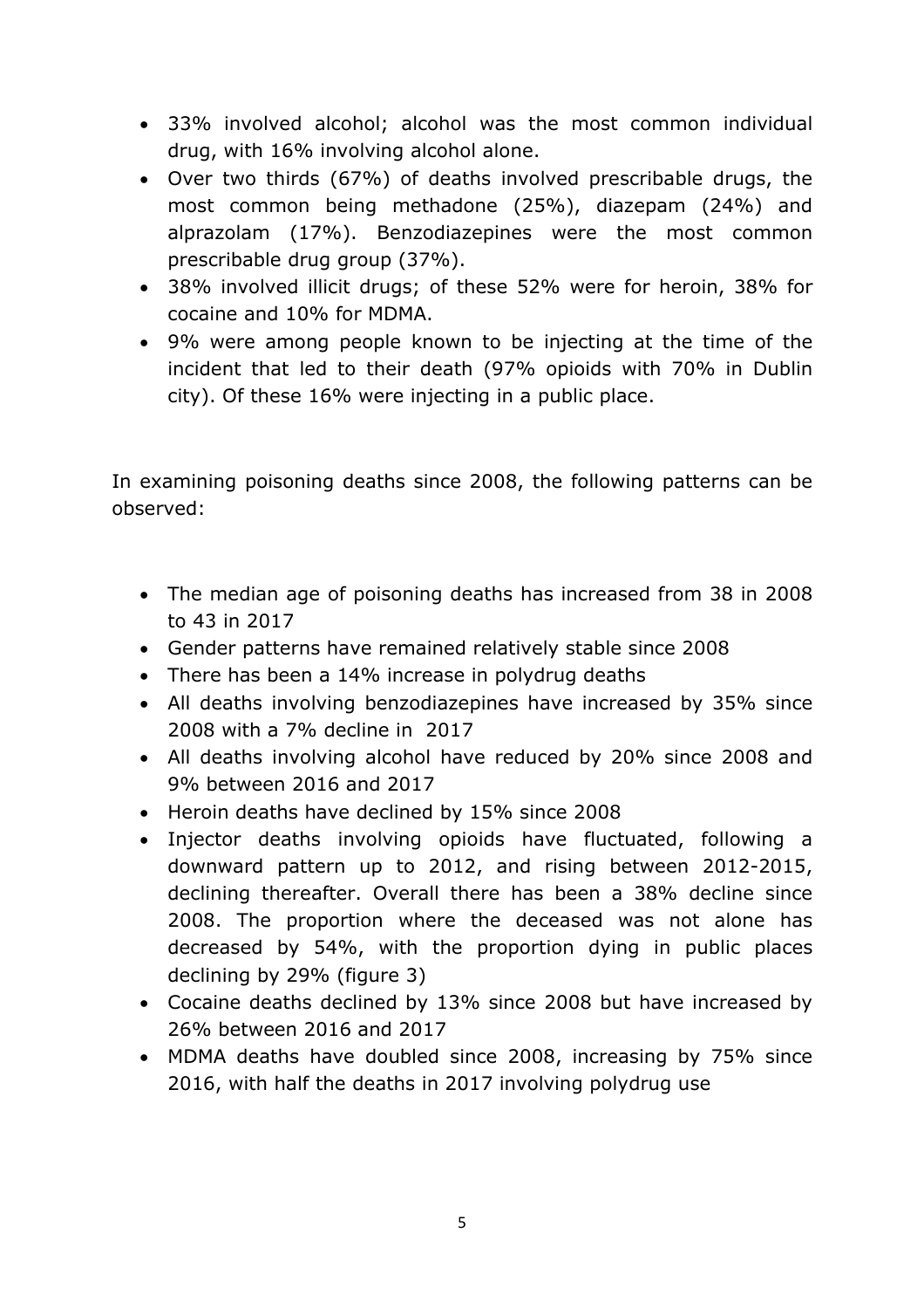- 33% involved alcohol; alcohol was the most common individual drug, with 16% involving alcohol alone.
- Over two thirds (67%) of deaths involved prescribable drugs, the most common being methadone (25%), diazepam (24%) and alprazolam (17%). Benzodiazepines were the most common prescribable drug group (37%).
- 38% involved illicit drugs; of these 52% were for heroin, 38% for cocaine and 10% for MDMA.
- 9% were among people known to be injecting at the time of the incident that led to their death (97% opioids with 70% in Dublin city). Of these 16% were injecting in a public place.

In examining poisoning deaths since 2008, the following patterns can be observed:

- The median age of poisoning deaths has increased from 38 in 2008 to 43 in 2017
- Gender patterns have remained relatively stable since 2008
- There has been a 14% increase in polydrug deaths
- All deaths involving benzodiazepines have increased by 35% since 2008 with a 7% decline in 2017
- All deaths involving alcohol have reduced by 20% since 2008 and 9% between 2016 and 2017
- Heroin deaths have declined by 15% since 2008
- Injector deaths involving opioids have fluctuated, following a downward pattern up to 2012, and rising between 2012-2015, declining thereafter. Overall there has been a 38% decline since 2008. The proportion where the deceased was not alone has decreased by 54%, with the proportion dying in public places declining by 29% (figure 3)
- Cocaine deaths declined by 13% since 2008 but have increased by 26% between 2016 and 2017
- MDMA deaths have doubled since 2008, increasing by 75% since 2016, with half the deaths in 2017 involving polydrug use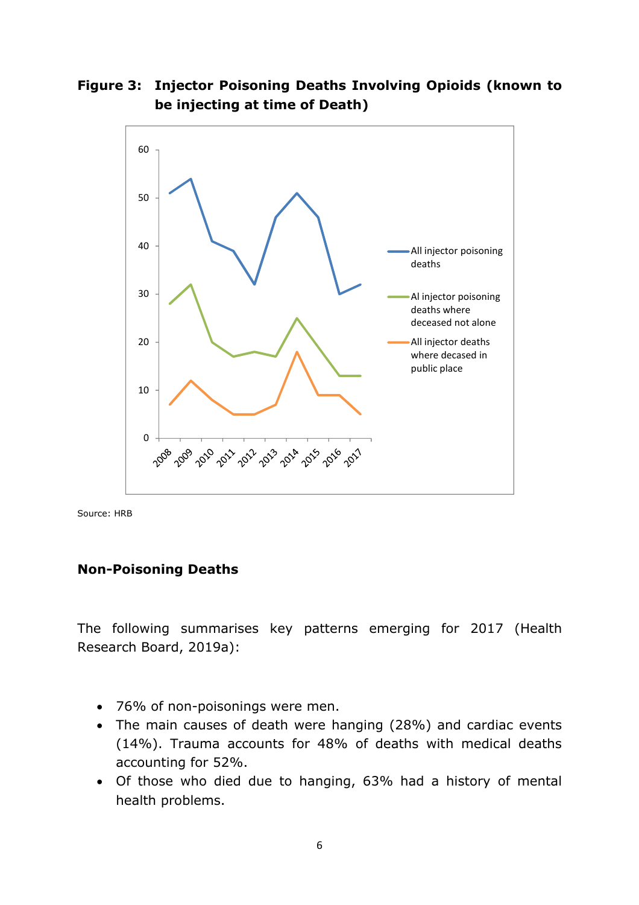**Figure 3: Injector Poisoning Deaths Involving Opioids (known to be injecting at time of Death)**

Source: HRB

## Non-Poisoning Deaths

The following summarises key patterns emerging for 2017 (Health Research Board, 2019a):

- 76% of non-poisonings were men.
- The main causes of death were hanging (28%) and cardiac events (14%). Trauma accounts for 48% of deaths with medical deaths accounting for 52%.
- Of those who died due to hanging, 63% had a history of mental health problems.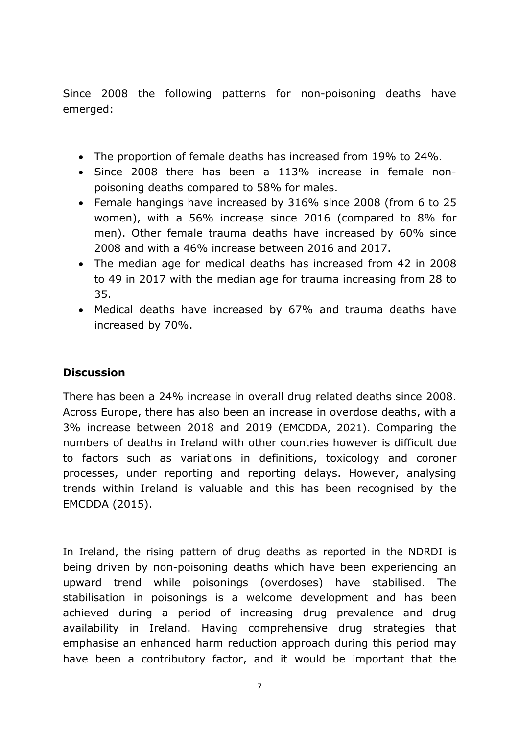Since 2008 the following patterns for non-poisoning deaths have emerged:

- The proportion of female deaths has increased from 19% to 24%.
- Since 2008 there has been a 113% increase in female non-poisoning deaths compared to 58% for males.
- Female hangings have increased by 316% since 2008 (from 6 to 25 women), with a 56% increase since 2016 (compared to 8% for men). Other female trauma deaths have increased by 60% since 2008 and with a 46% increase between 2016 and 2017.
- The median age for medical deaths has increased from 42 in 2008 to 49 in 2017 with the median age for trauma increasing from 28 to 35.
- Medical deaths have increased by 67% and trauma deaths have increased by 70%.

## Discussion

There has been a 24% increase in overall drug related deaths since 2008. Across Europe, there has also been an increase in overdose deaths, with a 3% increase between 2018 and 2019 (EMCDDA, 2021). Comparing the numbers of deaths in Ireland with other countries however is difficult due to factors such as variations in definitions, toxicology and coroner processes, under reporting and reporting delays. However, analysing trends within Ireland is valuable and this has been recognised by the EMCDDA (2015).

In Ireland, the rising pattern of drug deaths as reported in the NDRDI is being driven by non-poisoning deaths which have been experiencing an upward trend while poisonings (overdoses) have stabilised. The stabilisation in poisonings is a welcome development and has been achieved during a period of increasing drug prevalence and drug availability in Ireland. Having comprehensive drug strategies that emphasise an enhanced harm reduction approach during this period may have been a contributory factor, and it would be important that the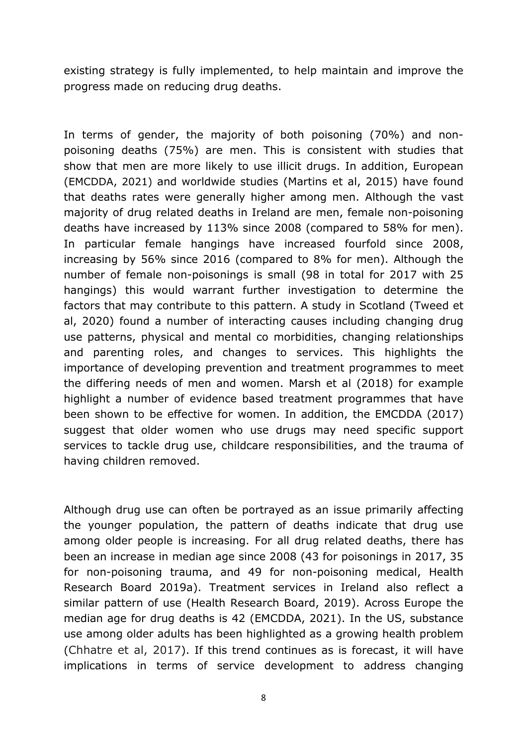existing strategy is fully implemented, to help maintain and improve the progress made on reducing drug deaths.

In terms of gender, the majority of both poisoning (70%) and non-poisoning deaths (75%) are men. This is consistent with studies that show that men are more likely to use illicit drugs. In addition, European (EMCDDA, 2021) and worldwide studies (Martins et al, 2015) have found that deaths rates were generally higher among men. Although the vast majority of drug related deaths in Ireland are men, female non-poisoning deaths have increased by 113% since 2008 (compared to 58% for men). In particular female hangings have increased fourfold since 2008, increasing by 56% since 2016 (compared to 8% for men). Although the number of female non-poisonings is small (98 in total for 2017 with 25 hangings) this would warrant further investigation to determine the factors that may contribute to this pattern. A study in Scotland (Tweed et al, 2020) found a number of interacting causes including changing drug use patterns, physical and mental co morbidities, changing relationships and parenting roles, and changes to services. This highlights the importance of developing prevention and treatment programmes to meet the differing needs of men and women. Marsh et al (2018) for example highlight a number of evidence based treatment programmes that have been shown to be effective for women. In addition, the EMCDDA (2017) suggest that older women who use drugs may need specific support services to tackle drug use, childcare responsibilities, and the trauma of having children removed.

Although drug use can often be portrayed as an issue primarily affecting the younger population, the pattern of deaths indicate that drug use among older people is increasing. For all drug related deaths, there has been an increase in median age since 2008 (43 for poisonings in 2017, 35 for non-poisoning trauma, and 49 for non-poisoning medical, Health Research Board 2019a). Treatment services in Ireland also reflect a similar pattern of use (Health Research Board, 2019). Across Europe the median age for drug deaths is 42 (EMCDDA, 2021). In the US, substance use among older adults has been highlighted as a growing health problem (Chhatre et al, 2017). If this trend continues as is forecast, it will have implications in terms of service development to address changing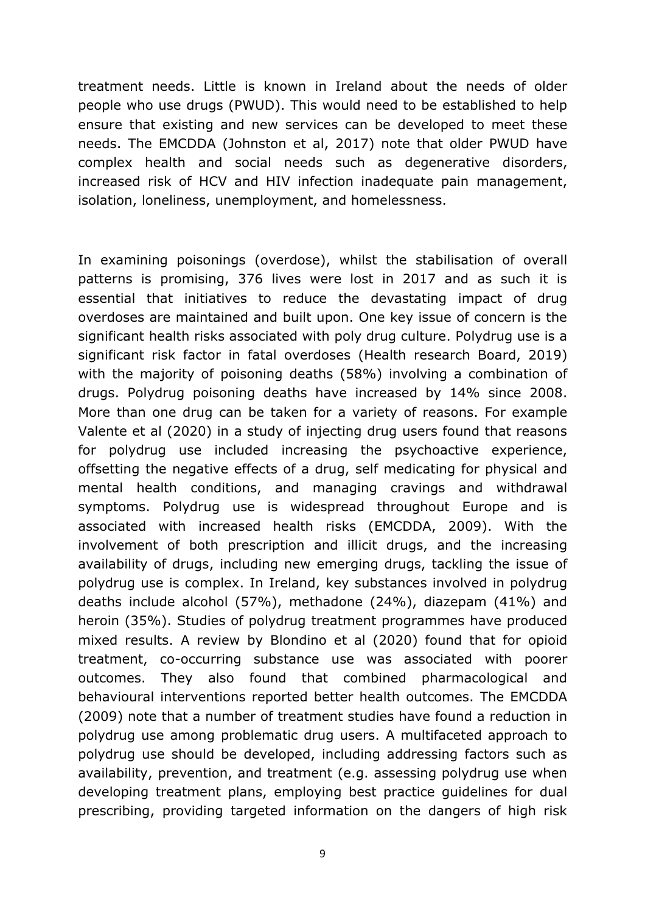treatment needs. Little is known in Ireland about the needs of older people who use drugs (PWUD). This would need to be established to help ensure that existing and new services can be developed to meet these needs. The EMCDDA (Johnston et al, 2017) note that older PWUD have complex health and social needs such as degenerative disorders, increased risk of HCV and HIV infection inadequate pain management, isolation, loneliness, unemployment, and homelessness.

In examining poisonings (overdose), whilst the stabilisation of overall patterns is promising, 376 lives were lost in 2017 and as such it is essential that initiatives to reduce the devastating impact of drug overdoses are maintained and built upon. One key issue of concern is the significant health risks associated with poly drug culture. Polydrug use is a significant risk factor in fatal overdoses (Health research Board, 2019) with the majority of poisoning deaths (58%) involving a combination of drugs. Polydrug poisoning deaths have increased by 14% since 2008. More than one drug can be taken for a variety of reasons. For example Valente et al (2020) in a study of injecting drug users found that reasons for polydrug use included increasing the psychoactive experience, offsetting the negative effects of a drug, self medicating for physical and mental health conditions, and managing cravings and withdrawal symptoms. Polydrug use is widespread throughout Europe and is associated with increased health risks (EMCDDA, 2009). With the involvement of both prescription and illicit drugs, and the increasing availability of drugs, including new emerging drugs, tackling the issue of polydrug use is complex. In Ireland, key substances involved in polydrug deaths include alcohol (57%), methadone (24%), diazepam (41%) and heroin (35%). Studies of polydrug treatment programmes have produced mixed results. A review by Blondino et al (2020) found that for opioid treatment, co-occurring substance use was associated with poorer outcomes. They also found that combined pharmacological and behavioural interventions reported better health outcomes. The EMCDDA (2009) note that a number of treatment studies have found a reduction in polydrug use among problematic drug users. A multifaceted approach to polydrug use should be developed, including addressing factors such as availability, prevention, and treatment (e.g. assessing polydrug use when developing treatment plans, employing best practice guidelines for dual prescribing, providing targeted information on the dangers of high risk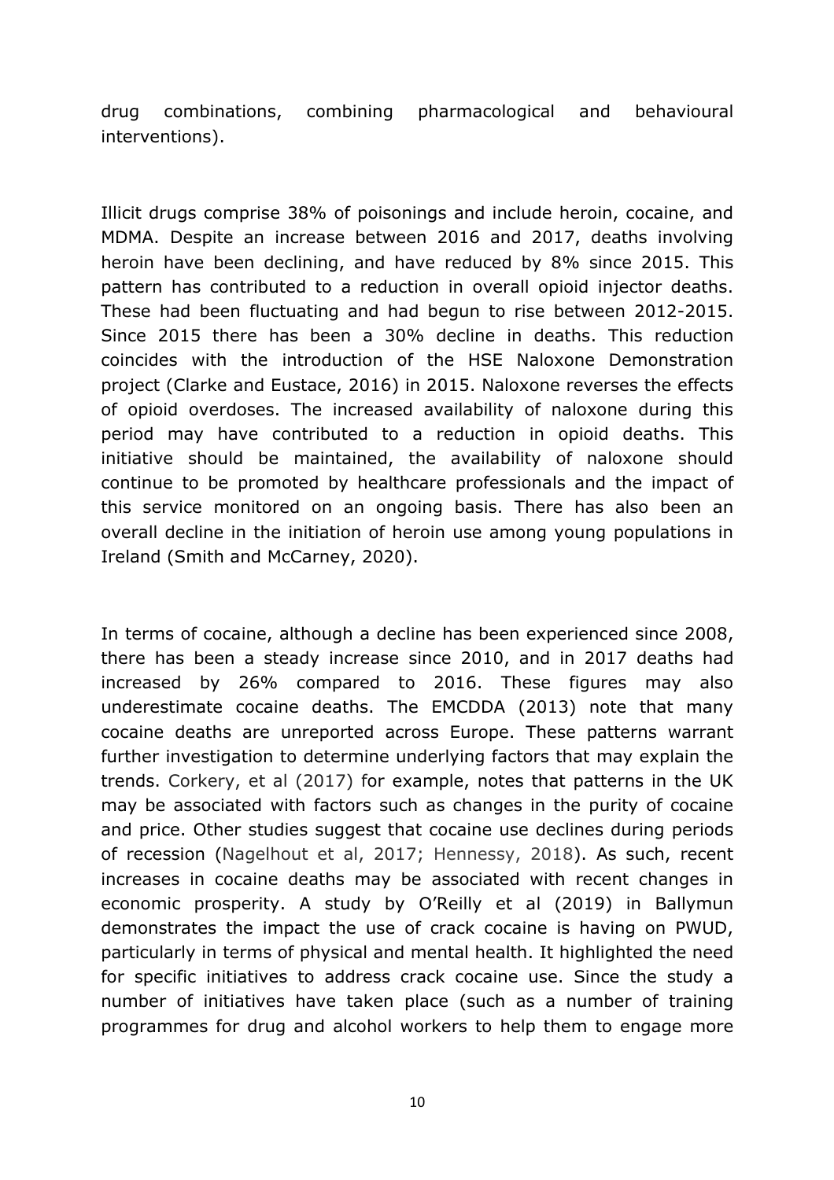drug combinations, combining pharmacological and behavioural interventions).

Illicit drugs comprise 38% of poisonings and include heroin, cocaine, and MDMA. Despite an increase between 2016 and 2017, deaths involving heroin have been declining, and have reduced by 8% since 2015. This pattern has contributed to a reduction in overall opioid injector deaths. These had been fluctuating and had begun to rise between 2012-2015. Since 2015 there has been a 30% decline in deaths. This reduction coincides with the introduction of the HSE Naloxone Demonstration project (Clarke and Eustace, 2016) in 2015. Naloxone reverses the effects of opioid overdoses. The increased availability of naloxone during this period may have contributed to a reduction in opioid deaths. This initiative should be maintained, the availability of naloxone should continue to be promoted by healthcare professionals and the impact of this service monitored on an ongoing basis. There has also been an overall decline in the initiation of heroin use among young populations in Ireland (Smith and McCarney, 2020).

In terms of cocaine, although a decline has been experienced since 2008, there has been a steady increase since 2010, and in 2017 deaths had increased by 26% compared to 2016. These figures may also underestimate cocaine deaths. The EMCDDA (2013) note that many cocaine deaths are unreported across Europe. These patterns warrant further investigation to determine underlying factors that may explain the trends. Corkery, et al (2017) for example, notes that patterns in the UK may be associated with factors such as changes in the purity of cocaine and price. Other studies suggest that cocaine use declines during periods of recession (Nagelhout et al, 2017; Hennessy, 2018). As such, recent increases in cocaine deaths may be associated with recent changes in economic prosperity. A study by O'Reilly et al (2019) in Ballymun demonstrates the impact the use of crack cocaine is having on PWUD, particularly in terms of physical and mental health. It highlighted the need for specific initiatives to address crack cocaine use. Since the study a number of initiatives have taken place (such as a number of training programmes for drug and alcohol workers to help them to engage more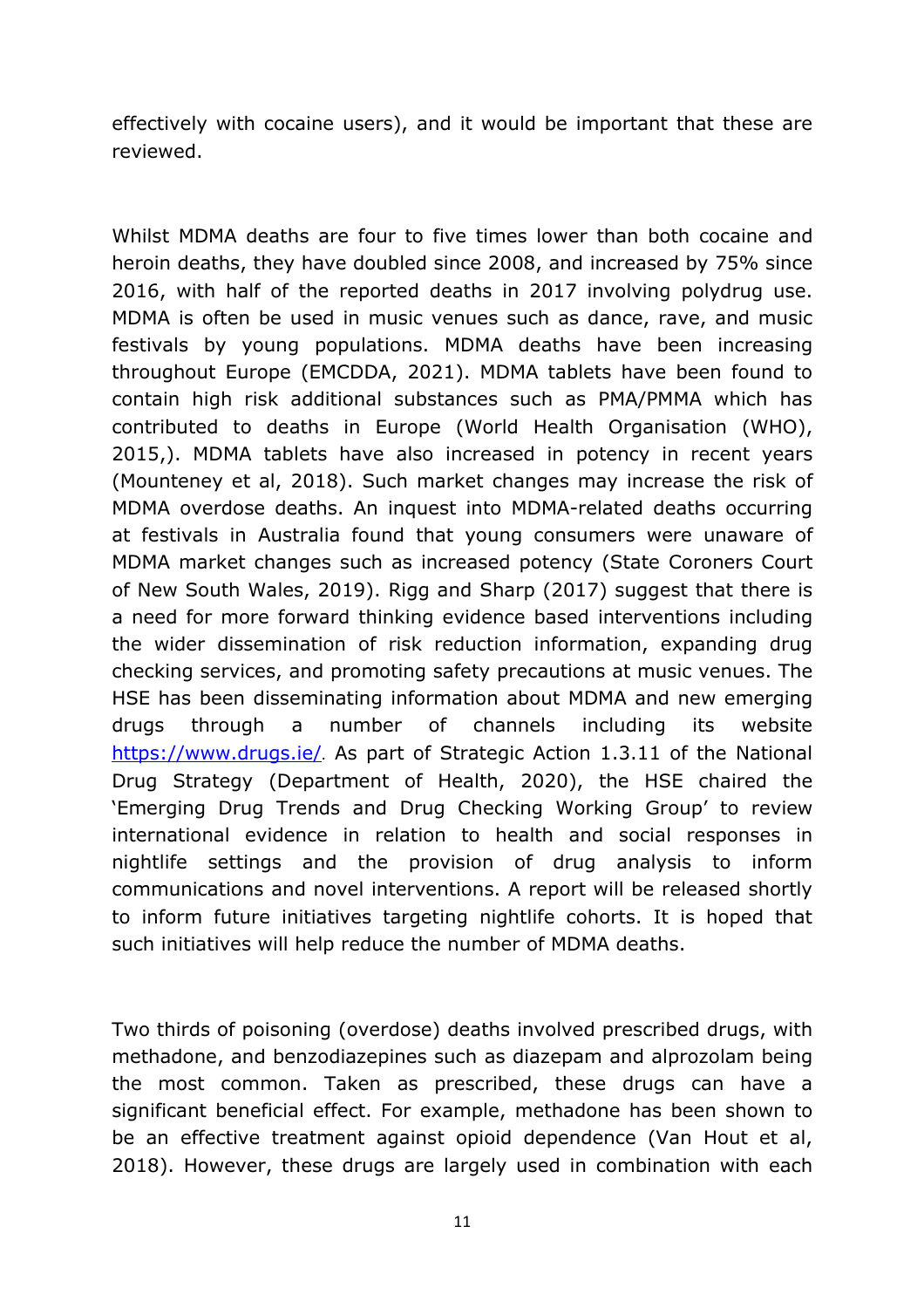effectively with cocaine users), and it would be important that these are reviewed.

Whilst MDMA deaths are four to five times lower than both cocaine and heroin deaths, they have doubled since 2008, and increased by 75% since 2016, with half of the reported deaths in 2017 involving polydrug use. MDMA is often be used in music venues such as dance, rave, and music festivals by young populations. MDMA deaths have been increasing throughout Europe (EMCDDA, 2021). MDMA tablets have been found to contain high risk additional substances such as PMA/PMMA which has contributed to deaths in Europe (World Health Organisation (WHO), 2015,). MDMA tablets have also increased in potency in recent years (Mounteney et al, 2018). Such market changes may increase the risk of MDMA overdose deaths. An inquest into MDMA-related deaths occurring at festivals in Australia found that young consumers were unaware of MDMA market changes such as increased potency (State Coroners Court of New South Wales, 2019). Rigg and Sharp (2017) suggest that there is a need for more forward thinking evidence based interventions including the wider dissemination of risk reduction information, expanding drug checking services, and promoting safety precautions at music venues. The HSE has been disseminating information about MDMA and new emerging drugs through a number of channels including its website [https://www.drugs.ie/](https://www.drugs.ie/). As part of Strategic Action 1.3.11 of the National Drug Strategy (Department of Health, 2020), the HSE chaired the 'Emerging Drug Trends and Drug Checking Working Group' to review international evidence in relation to health and social responses in nightlife settings and the provision of drug analysis to inform communications and novel interventions. A report will be released shortly to inform future initiatives targeting nightlife cohorts. It is hoped that such initiatives will help reduce the number of MDMA deaths.

Two thirds of poisoning (overdose) deaths involved prescribed drugs, with methadone, and benzodiazepines such as diazepam and alprozolam being the most common. Taken as prescribed, these drugs can have a significant beneficial effect. For example, methadone has been shown to be an effective treatment against opioid dependence (Van Hout et al, 2018). However, these drugs are largely used in combination with each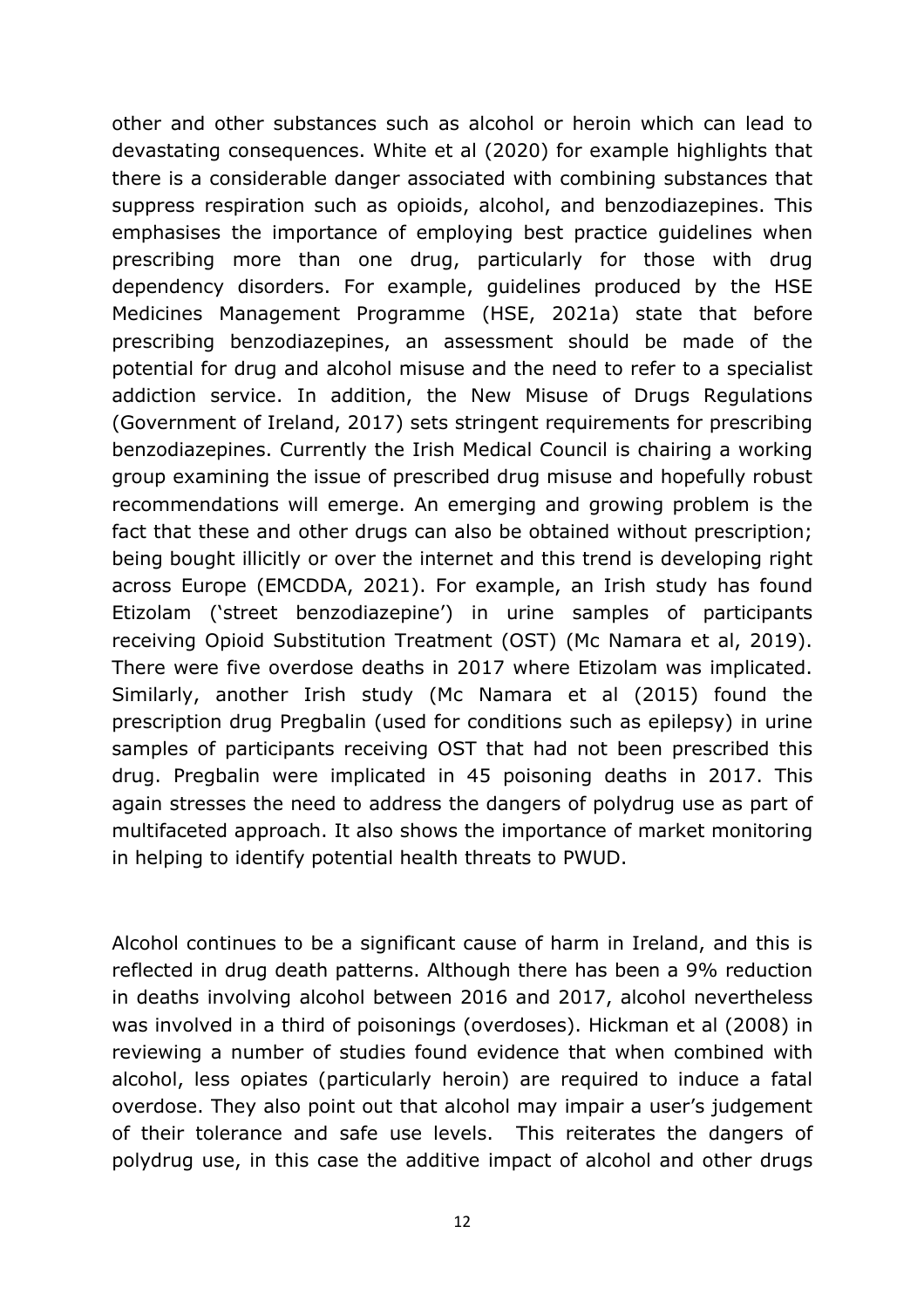other and other substances such as alcohol or heroin which can lead to devastating consequences. White et al (2020) for example highlights that there is a considerable danger associated with combining substances that suppress respiration such as opioids, alcohol, and benzodiazepines. This emphasises the importance of employing best practice guidelines when prescribing more than one drug, particularly for those with drug dependency disorders. For example, guidelines produced by the HSE Medicines Management Programme (HSE, 2021a) state that before prescribing benzodiazepines, an assessment should be made of the potential for drug and alcohol misuse and the need to refer to a specialist addiction service. In addition, the New Misuse of Drugs Regulations (Government of Ireland, 2017) sets stringent requirements for prescribing benzodiazepines. Currently the Irish Medical Council is chairing a working group examining the issue of prescribed drug misuse and hopefully robust recommendations will emerge. An emerging and growing problem is the fact that these and other drugs can also be obtained without prescription; being bought illicitly or over the internet and this trend is developing right across Europe (EMCDDA, 2021). For example, an Irish study has found Etizolam ('street benzodiazepine') in urine samples of participants receiving Opioid Substitution Treatment (OST) (Mc Namara et al, 2019). There were five overdose deaths in 2017 where Etizolam was implicated. Similarly, another Irish study (Mc Namara et al (2015) found the prescription drug Pregbalin (used for conditions such as epilepsy) in urine samples of participants receiving OST that had not been prescribed this drug. Pregbalin were implicated in 45 poisoning deaths in 2017. This again stresses the need to address the dangers of polydrug use as part of multifaceted approach. It also shows the importance of market monitoring in helping to identify potential health threats to PWUD.

Alcohol continues to be a significant cause of harm in Ireland, and this is reflected in drug death patterns. Although there has been a 9% reduction in deaths involving alcohol between 2016 and 2017, alcohol nevertheless was involved in a third of poisonings (overdoses). Hickman et al (2008) in reviewing a number of studies found evidence that when combined with alcohol, less opiates (particularly heroin) are required to induce a fatal overdose. They also point out that alcohol may impair a user's judgement of their tolerance and safe use levels. This reiterates the dangers of polydrug use, in this case the additive impact of alcohol and other drugs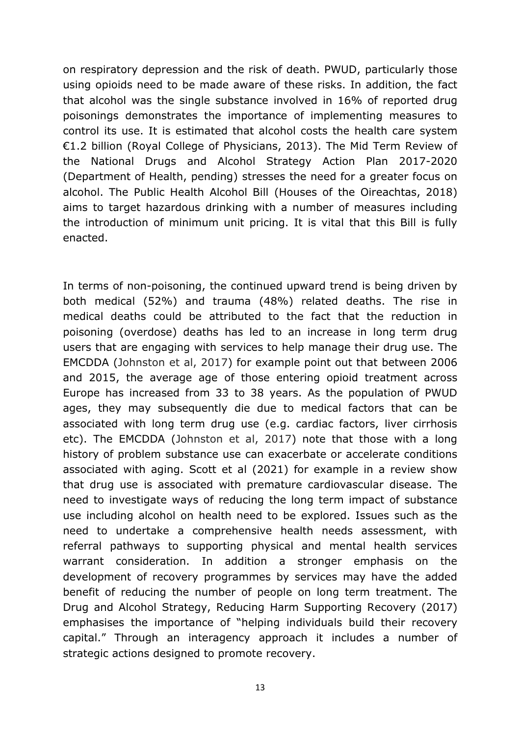on respiratory depression and the risk of death. PWUD, particularly those using opioids need to be made aware of these risks. In addition, the fact that alcohol was the single substance involved in 16% of reported drug poisonings demonstrates the importance of implementing measures to control its use. It is estimated that alcohol costs the health care system €1.2 billion (Royal College of Physicians, 2013). The Mid Term Review of the National Drugs and Alcohol Strategy Action Plan 2017-2020 (Department of Health, pending) stresses the need for a greater focus on alcohol. The Public Health Alcohol Bill (Houses of the Oireachtas, 2018) aims to target hazardous drinking with a number of measures including the introduction of minimum unit pricing. It is vital that this Bill is fully enacted.

In terms of non-poisoning, the continued upward trend is being driven by both medical (52%) and trauma (48%) related deaths. The rise in medical deaths could be attributed to the fact that the reduction in poisoning (overdose) deaths has led to an increase in long term drug users that are engaging with services to help manage their drug use. The EMCDDA (Johnston et al, 2017) for example point out that between 2006 and 2015, the average age of those entering opioid treatment across Europe has increased from 33 to 38 years. As the population of PWUD ages, they may subsequently die due to medical factors that can be associated with long term drug use (e.g. cardiac factors, liver cirrhosis etc). The EMCDDA (Johnston et al, 2017) note that those with a long history of problem substance use can exacerbate or accelerate conditions associated with aging. Scott et al (2021) for example in a review show that drug use is associated with premature cardiovascular disease. The need to investigate ways of reducing the long term impact of substance use including alcohol on health need to be explored. Issues such as the need to undertake a comprehensive health needs assessment, with referral pathways to supporting physical and mental health services warrant consideration. In addition a stronger emphasis on the development of recovery programmes by services may have the added benefit of reducing the number of people on long term treatment. The Drug and Alcohol Strategy, Reducing Harm Supporting Recovery (2017) emphasises the importance of "helping individuals build their recovery capital." Through an interagency approach it includes a number of strategic actions designed to promote recovery.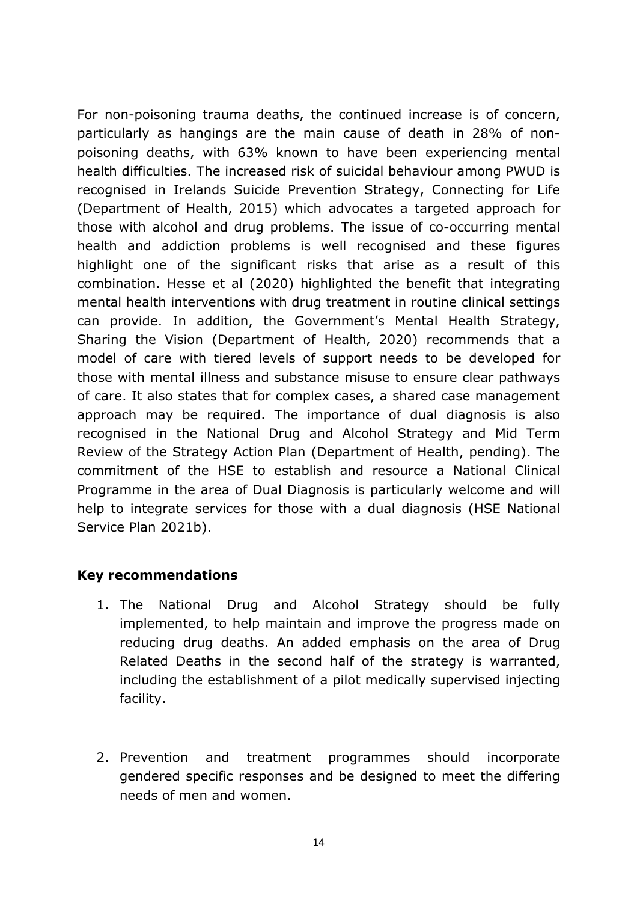For non-poisoning trauma deaths, the continued increase is of concern, particularly as hangings are the main cause of death in 28% of non-poisoning deaths, with 63% known to have been experiencing mental health difficulties. The increased risk of suicidal behaviour among PWUD is recognised in Irelands Suicide Prevention Strategy, Connecting for Life (Department of Health, 2015) which advocates a targeted approach for those with alcohol and drug problems. The issue of co-occurring mental health and addiction problems is well recognised and these figures highlight one of the significant risks that arise as a result of this combination. Hesse et al (2020) highlighted the benefit that integrating mental health interventions with drug treatment in routine clinical settings can provide. In addition, the Government's Mental Health Strategy, Sharing the Vision (Department of Health, 2020) recommends that a model of care with tiered levels of support needs to be developed for those with mental illness and substance misuse to ensure clear pathways of care. It also states that for complex cases, a shared case management approach may be required. The importance of dual diagnosis is also recognised in the National Drug and Alcohol Strategy and Mid Term Review of the Strategy Action Plan (Department of Health, pending). The commitment of the HSE to establish and resource a National Clinical Programme in the area of Dual Diagnosis is particularly welcome and will help to integrate services for those with a dual diagnosis (HSE National Service Plan 2021b).

**Key recommendations**

1. The National Drug and Alcohol Strategy should be fully implemented, to help maintain and improve the progress made on reducing drug deaths. An added emphasis on the area of Drug Related Deaths in the second half of the strategy is warranted, including the establishment of a pilot medically supervised injecting facility.

2. Prevention and treatment programmes should incorporate gendered specific responses and be designed to meet the differing needs of men and women.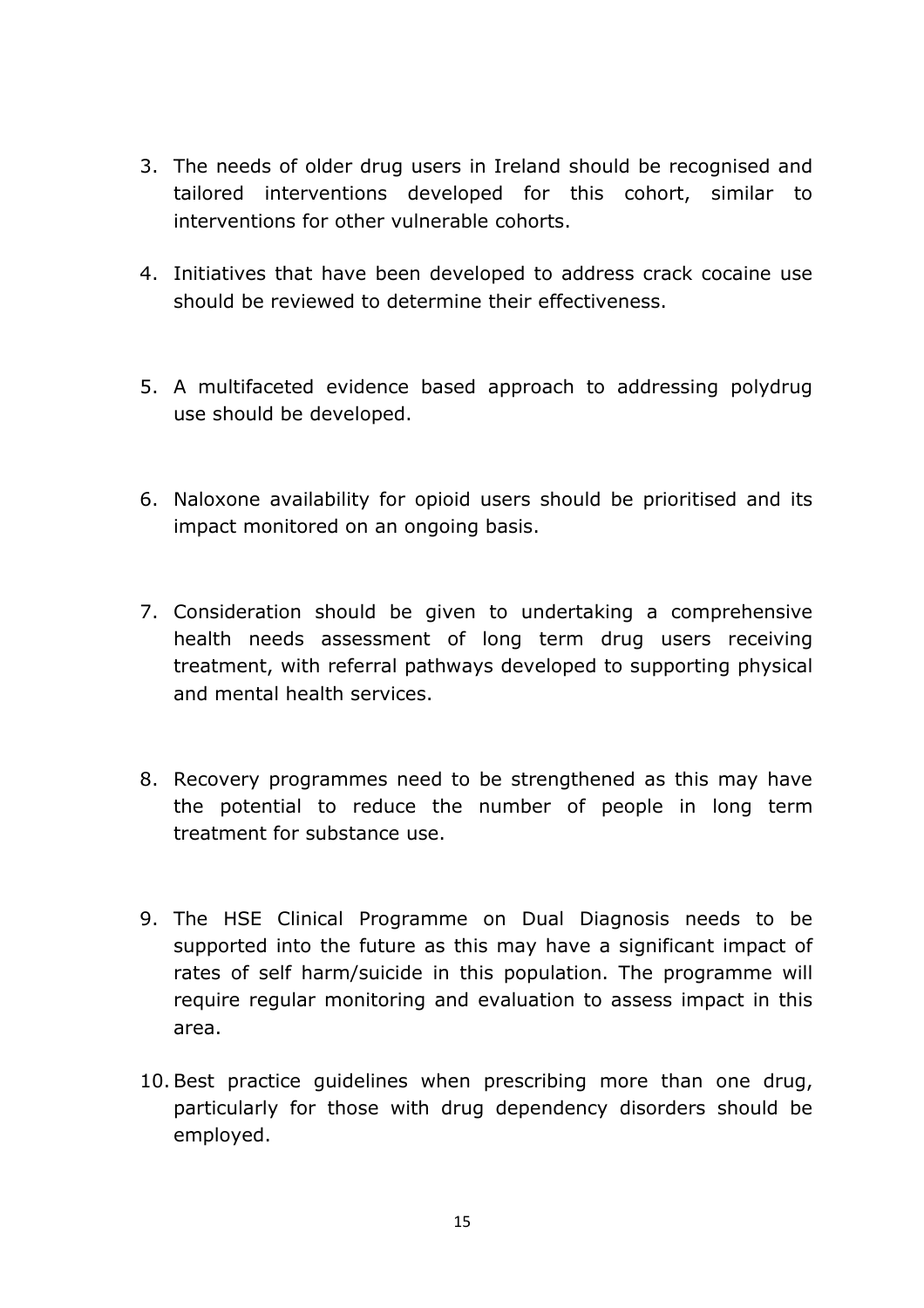3. The needs of older drug users in Ireland should be recognised and tailored interventions developed for this cohort, similar to interventions for other vulnerable cohorts.
4. Initiatives that have been developed to address crack cocaine use should be reviewed to determine their effectiveness.
5. A multifaceted evidence based approach to addressing polydrug use should be developed.
6. Naloxone availability for opioid users should be prioritised and its impact monitored on an ongoing basis.
7. Consideration should be given to undertaking a comprehensive health needs assessment of long term drug users receiving treatment, with referral pathways developed to supporting physical and mental health services.
8. Recovery programmes need to be strengthened as this may have the potential to reduce the number of people in long term treatment for substance use.
9. The HSE Clinical Programme on Dual Diagnosis needs to be supported into the future as this may have a significant impact of rates of self harm/suicide in this population. The programme will require regular monitoring and evaluation to assess impact in this area.
10. Best practice guidelines when prescribing more than one drug, particularly for those with drug dependency disorders should be employed.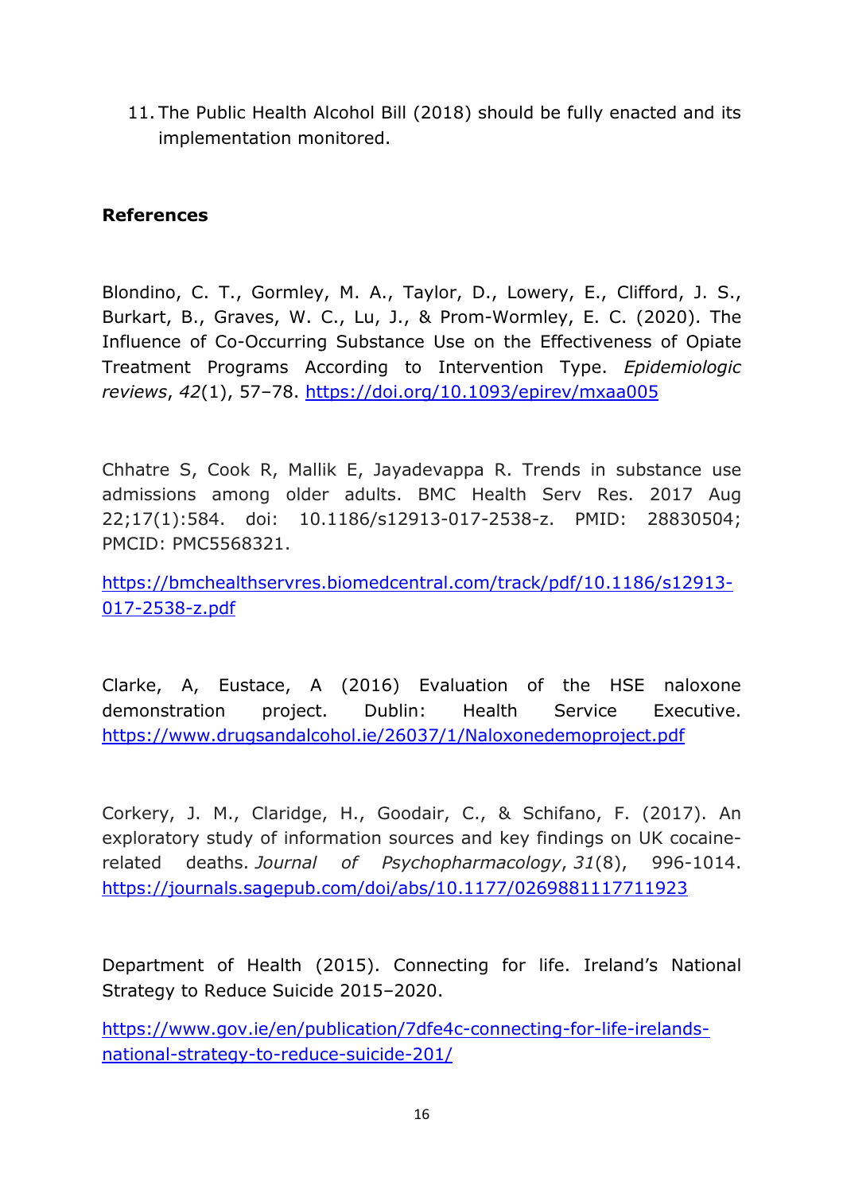11. The Public Health Alcohol Bill (2018) should be fully enacted and its implementation monitored.

**References**

Blondino, C. T., Gormley, M. A., Taylor, D., Lowery, E., Clifford, J. S., Burkart, B., Graves, W. C., Lu, J., & Prom-Wormley, E. C. (2020). The Influence of Co-Occurring Substance Use on the Effectiveness of Opiate Treatment Programs According to Intervention Type. *Epidemiologic reviews*, *42*(1), 57–78. https://doi.org/10.1093/epirev/mxaa005

Chhatre S, Cook R, Mallik E, Jayadevappa R. Trends in substance use admissions among older adults. BMC Health Serv Res. 2017 Aug 22;17(1):584. doi: 10.1186/s12913-017-2538-z. PMID: 28830504; PMCID: PMC5568321.

https://bmchealthservres.biomedcentral.com/track/pdf/10.1186/s12913-017-2538-z.pdf

Clarke, A, Eustace, A (2016) Evaluation of the HSE naloxone demonstration project. Dublin: Health Service Executive. https://www.drugsandalcohol.ie/26037/1/Naloxonedemoproject.pdf

Corkery, J. M., Claridge, H., Goodair, C., & Schifano, F. (2017). An exploratory study of information sources and key findings on UK cocaine-related deaths. *Journal of Psychopharmacology*, *31*(8), 996-1014. https://journals.sagepub.com/doi/abs/10.1177/0269881117711923

Department of Health (2015). Connecting for life. Ireland's National Strategy to Reduce Suicide 2015–2020.

https://www.gov.ie/en/publication/7dfe4c-connecting-for-life-irelands-national-strategy-to-reduce-suicide-201/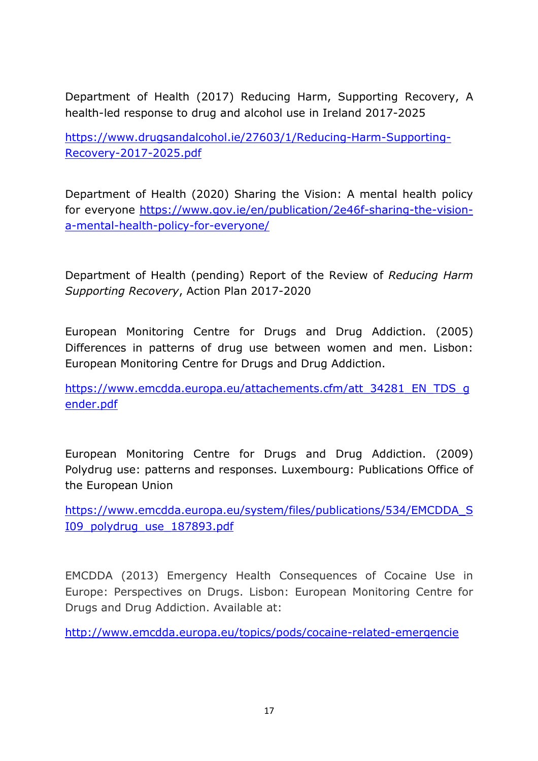Department of Health (2017) Reducing Harm, Supporting Recovery, A health-led response to drug and alcohol use in Ireland 2017-2025

https://www.drugsandalcohol.ie/27603/1/Reducing-Harm-Supporting-Recovery-2017-2025.pdf

Department of Health (2020) Sharing the Vision: A mental health policy for everyone https://www.gov.ie/en/publication/2e46f-sharing-the-vision-a-mental-health-policy-for-everyone/

Department of Health (pending) Report of the Review of *Reducing Harm Supporting Recovery*, Action Plan 2017-2020

European Monitoring Centre for Drugs and Drug Addiction. (2005) Differences in patterns of drug use between women and men. Lisbon: European Monitoring Centre for Drugs and Drug Addiction.

https://www.emcdda.europa.eu/attachements.cfm/att_34281_EN_TDS_gender.pdf

European Monitoring Centre for Drugs and Drug Addiction. (2009) Polydrug use: patterns and responses. Luxembourg: Publications Office of the European Union

https://www.emcdda.europa.eu/system/files/publications/534/EMCDDA_SI09_polydrug_use_187893.pdf

EMCDDA (2013) Emergency Health Consequences of Cocaine Use in Europe: Perspectives on Drugs. Lisbon: European Monitoring Centre for Drugs and Drug Addiction. Available at:

http://www.emcdda.europa.eu/topics/pods/cocaine-related-emergencie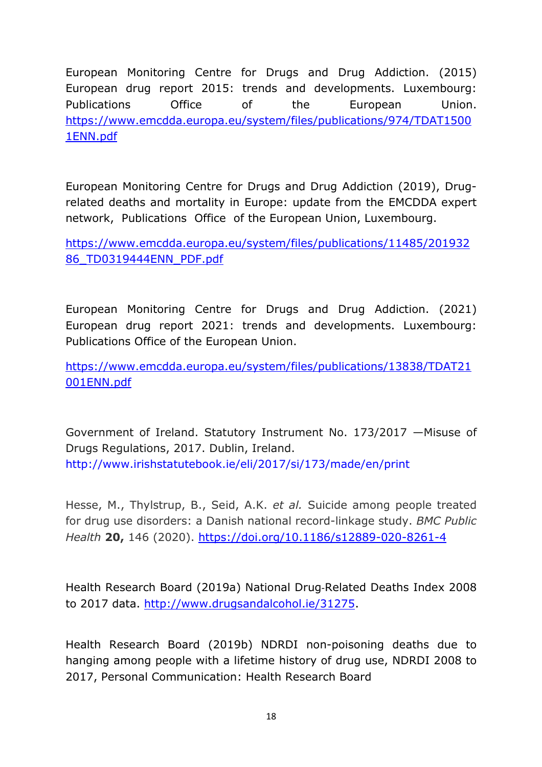European Monitoring Centre for Drugs and Drug Addiction. (2015) European drug report 2015: trends and developments. Luxembourg: Publications Office of the European Union. https://www.emcdda.europa.eu/system/files/publications/974/TDAT15001ENN.pdf

European Monitoring Centre for Drugs and Drug Addiction (2019), Drug-related deaths and mortality in Europe: update from the EMCDDA expert network, Publications Office of the European Union, Luxembourg.

https://www.emcdda.europa.eu/system/files/publications/11485/20193286_TD0319444ENN_PDF.pdf

European Monitoring Centre for Drugs and Drug Addiction. (2021) European drug report 2021: trends and developments. Luxembourg: Publications Office of the European Union.

https://www.emcdda.europa.eu/system/files/publications/13838/TDAT21001ENN.pdf

Government of Ireland. Statutory Instrument No. 173/2017 —Misuse of Drugs Regulations, 2017. Dublin, Ireland. http://www.irishstatutebook.ie/eli/2017/si/173/made/en/print

Hesse, M., Thylstrup, B., Seid, A.K. *et al.* Suicide among people treated for drug use disorders: a Danish national record-linkage study. *BMC Public Health* **20,** 146 (2020). https://doi.org/10.1186/s12889-020-8261-4

Health Research Board (2019a) National Drug-Related Deaths Index 2008 to 2017 data. http://www.drugsandalcohol.ie/31275.

Health Research Board (2019b) NDRDI non-poisoning deaths due to hanging among people with a lifetime history of drug use, NDRDI 2008 to 2017, Personal Communication: Health Research Board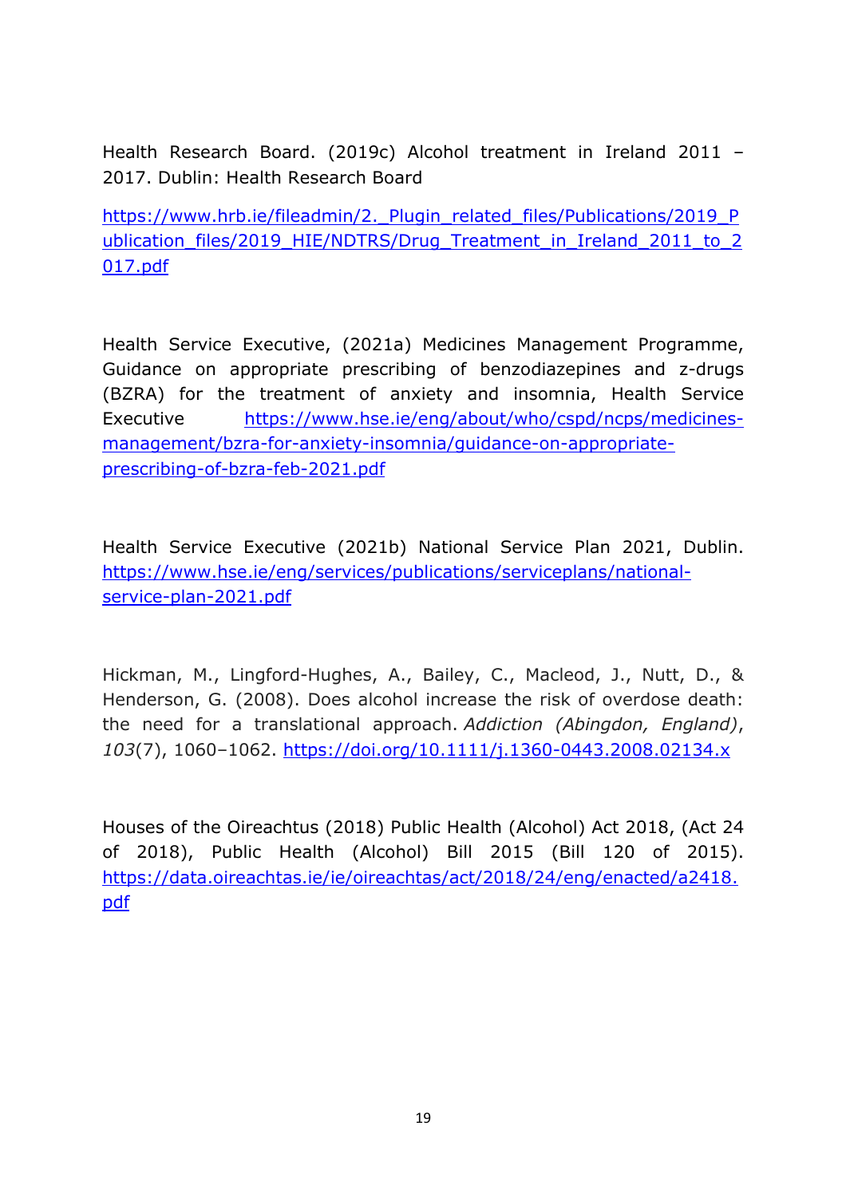Health Research Board. (2019c) Alcohol treatment in Ireland 2011 – 2017. Dublin: Health Research Board

https://www.hrb.ie/fileadmin/2._Plugin_related_files/Publications/2019_Publication_files/2019_HIE/NDTRS/Drug_Treatment_in_Ireland_2011_to_2017.pdf

Health Service Executive, (2021a) Medicines Management Programme, Guidance on appropriate prescribing of benzodiazepines and z-drugs (BZRA) for the treatment of anxiety and insomnia, Health Service Executive https://www.hse.ie/eng/about/who/cspd/ncps/medicines-management/bzra-for-anxiety-insomnia/guidance-on-appropriate-prescribing-of-bzra-feb-2021.pdf

Health Service Executive (2021b) National Service Plan 2021, Dublin. https://www.hse.ie/eng/services/publications/serviceplans/national-service-plan-2021.pdf

Hickman, M., Lingford-Hughes, A., Bailey, C., Macleod, J., Nutt, D., & Henderson, G. (2008). Does alcohol increase the risk of overdose death: the need for a translational approach. *Addiction (Abingdon, England)*, *103*(7), 1060–1062. https://doi.org/10.1111/j.1360-0443.2008.02134.x

Houses of the Oireachtus (2018) Public Health (Alcohol) Act 2018, (Act 24 of 2018), Public Health (Alcohol) Bill 2015 (Bill 120 of 2015). https://data.oireachtas.ie/ie/oireachtas/act/2018/24/eng/enacted/a2418.pdf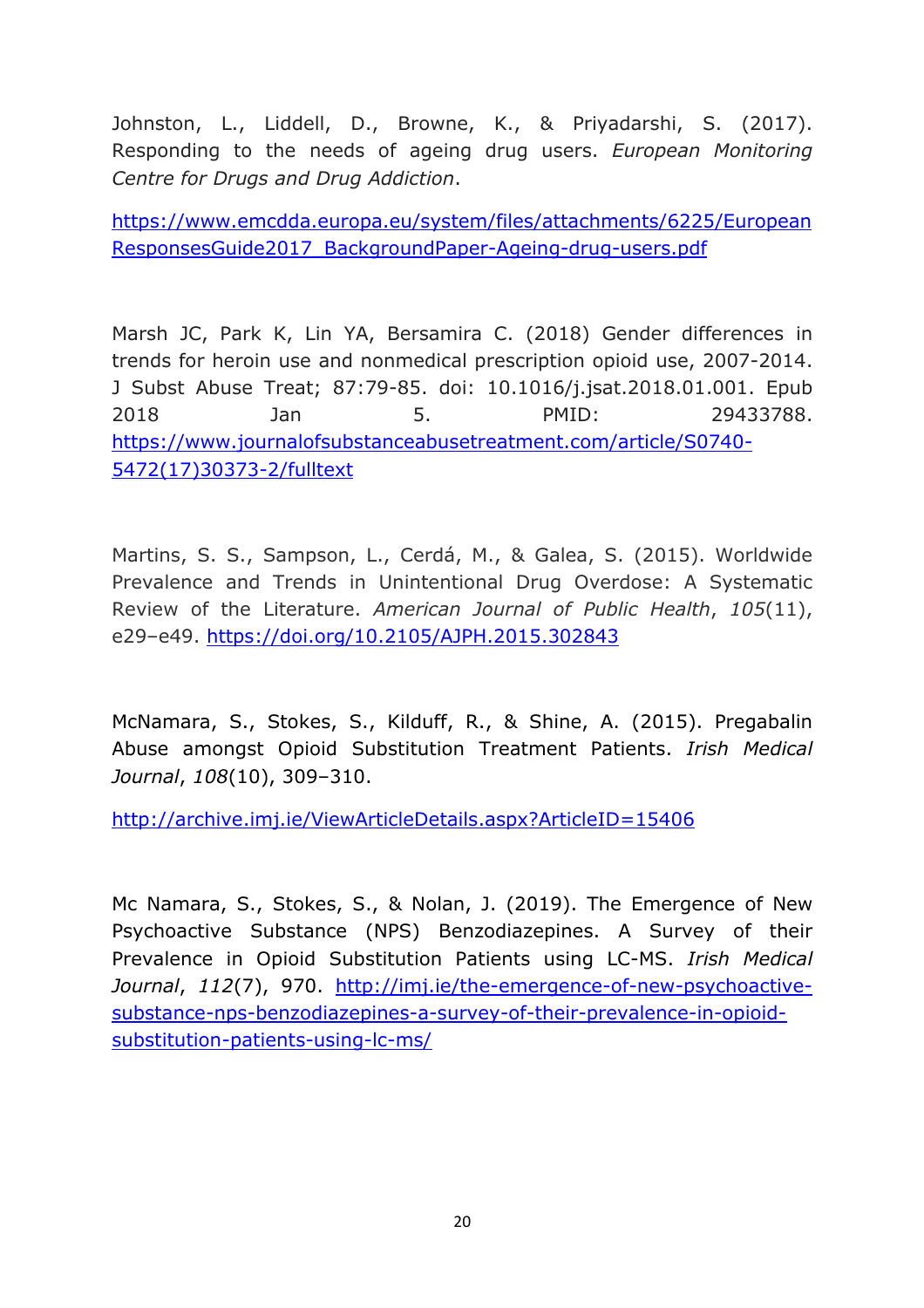Johnston, L., Liddell, D., Browne, K., & Priyadarshi, S. (2017). Responding to the needs of ageing drug users. *European Monitoring Centre for Drugs and Drug Addiction*.

https://www.emcdda.europa.eu/system/files/attachments/6225/EuropeanResponsesGuide2017_BackgroundPaper-Ageing-drug-users.pdf

Marsh JC, Park K, Lin YA, Bersamira C. (2018) Gender differences in trends for heroin use and nonmedical prescription opioid use, 2007-2014. J Subst Abuse Treat; 87:79-85. doi: 10.1016/j.jsat.2018.01.001. Epub 2018 Jan 5. PMID: 29433788. https://www.journalofsubstanceabusetreatment.com/article/S0740-5472(17)30373-2/fulltext

Martins, S. S., Sampson, L., Cerdá, M., & Galea, S. (2015). Worldwide Prevalence and Trends in Unintentional Drug Overdose: A Systematic Review of the Literature. *American Journal of Public Health*, *105*(11), e29–e49. https://doi.org/10.2105/AJPH.2015.302843

McNamara, S., Stokes, S., Kilduff, R., & Shine, A. (2015). Pregabalin Abuse amongst Opioid Substitution Treatment Patients. *Irish Medical Journal*, *108*(10), 309–310.

http://archive.imj.ie/ViewArticleDetails.aspx?ArticleID=15406

Mc Namara, S., Stokes, S., & Nolan, J. (2019). The Emergence of New Psychoactive Substance (NPS) Benzodiazepines. A Survey of their Prevalence in Opioid Substitution Patients using LC-MS. *Irish Medical Journal*, *112*(7), 970. http://imj.ie/the-emergence-of-new-psychoactive-substance-nps-benzodiazepines-a-survey-of-their-prevalence-in-opioid-substitution-patients-using-lc-ms/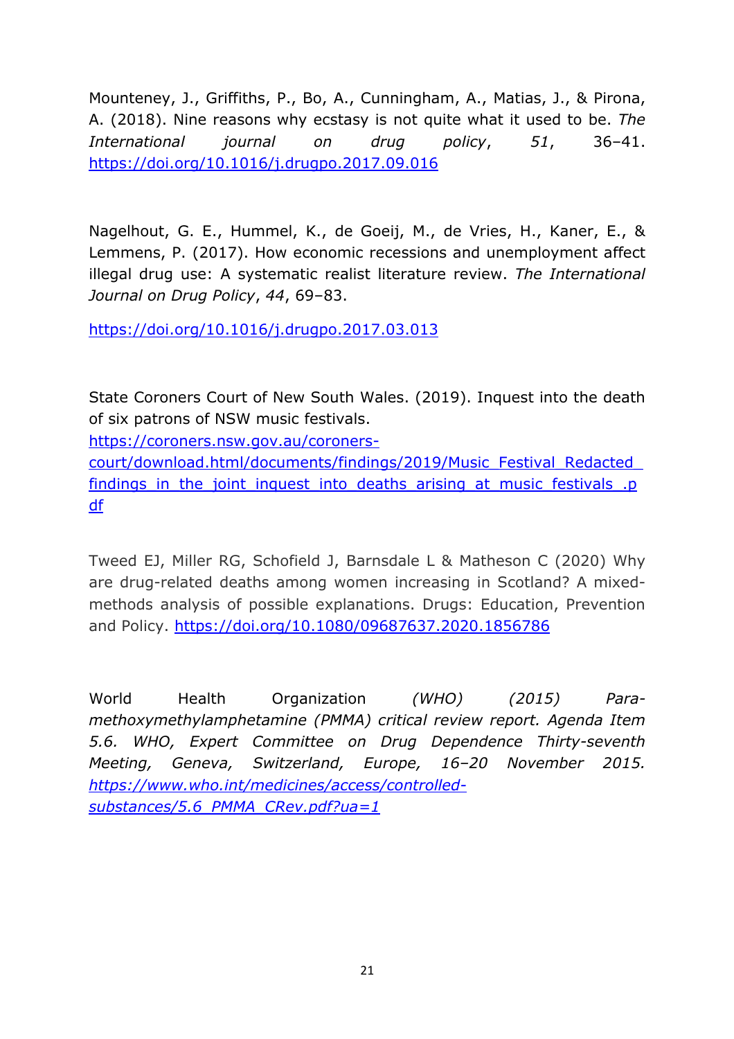Mounteney, J., Griffiths, P., Bo, A., Cunningham, A., Matias, J., & Pirona, A. (2018). Nine reasons why ecstasy is not quite what it used to be. *The International journal on drug policy*, *51*, 36–41. https://doi.org/10.1016/j.drugpo.2017.09.016

Nagelhout, G. E., Hummel, K., de Goeij, M., de Vries, H., Kaner, E., & Lemmens, P. (2017). How economic recessions and unemployment affect illegal drug use: A systematic realist literature review. *The International Journal on Drug Policy*, *44*, 69–83.

https://doi.org/10.1016/j.drugpo.2017.03.013

State Coroners Court of New South Wales. (2019). Inquest into the death of six patrons of NSW music festivals. https://coroners.nsw.gov.au/coroners-court/download.html/documents/findings/2019/Music_Festival_Redacted_findings_in_the_joint_inquest_into_deaths_arising_at_music_festivals_.pdf

Tweed EJ, Miller RG, Schofield J, Barnsdale L & Matheson C (2020) Why are drug-related deaths among women increasing in Scotland? A mixed-methods analysis of possible explanations. Drugs: Education, Prevention and Policy. https://doi.org/10.1080/09687637.2020.1856786

World Health Organization *(WHO) (2015) Para-methoxymethylamphetamine (PMMA) critical review report. Agenda Item 5.6. WHO, Expert Committee on Drug Dependence Thirty-seventh Meeting, Geneva, Switzerland, Europe, 16–20 November 2015. https://www.who.int/medicines/access/controlled-substances/5.6_PMMA_CRev.pdf?ua=1*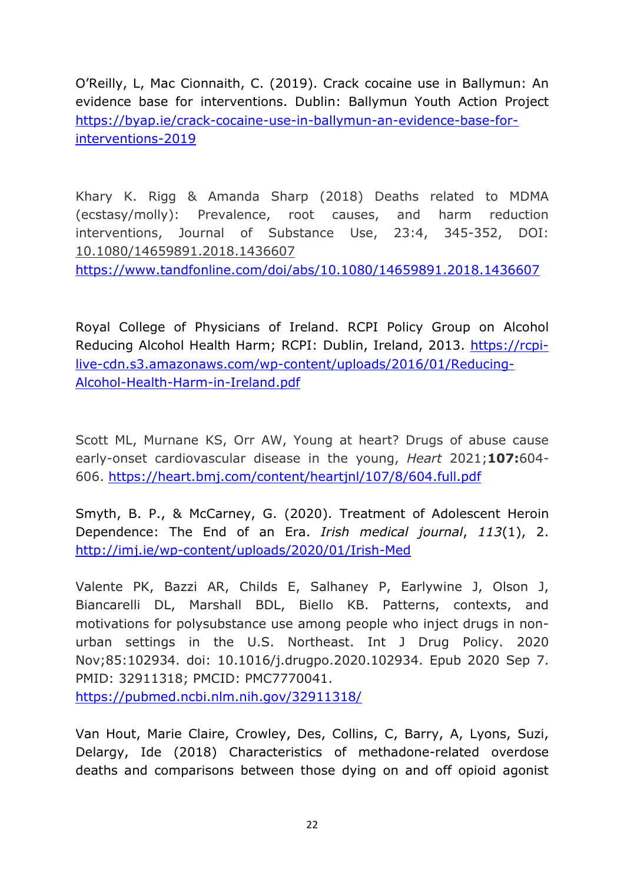O'Reilly, L, Mac Cionnaith, C. (2019). Crack cocaine use in Ballymun: An evidence base for interventions. Dublin: Ballymun Youth Action Project https://byap.ie/crack-cocaine-use-in-ballymun-an-evidence-base-for-interventions-2019

Khary K. Rigg & Amanda Sharp (2018) Deaths related to MDMA (ecstasy/molly): Prevalence, root causes, and harm reduction interventions, Journal of Substance Use, 23:4, 345-352, DOI: 10.1080/14659891.2018.1436607
https://www.tandfonline.com/doi/abs/10.1080/14659891.2018.1436607

Royal College of Physicians of Ireland. RCPI Policy Group on Alcohol Reducing Alcohol Health Harm; RCPI: Dublin, Ireland, 2013. https://rcpi-live-cdn.s3.amazonaws.com/wp-content/uploads/2016/01/Reducing-Alcohol-Health-Harm-in-Ireland.pdf

Scott ML, Murnane KS, Orr AW, Young at heart? Drugs of abuse cause early-onset cardiovascular disease in the young, *Heart* 2021;**107:**604-606. https://heart.bmj.com/content/heartjnl/107/8/604.full.pdf

Smyth, B. P., & McCarney, G. (2020). Treatment of Adolescent Heroin Dependence: The End of an Era. *Irish medical journal*, *113*(1), 2. http://imj.ie/wp-content/uploads/2020/01/Irish-Med

Valente PK, Bazzi AR, Childs E, Salhaney P, Earlywine J, Olson J, Biancarelli DL, Marshall BDL, Biello KB. Patterns, contexts, and motivations for polysubstance use among people who inject drugs in non-urban settings in the U.S. Northeast. Int J Drug Policy. 2020 Nov;85:102934. doi: 10.1016/j.drugpo.2020.102934. Epub 2020 Sep 7. PMID: 32911318; PMCID: PMC7770041.
https://pubmed.ncbi.nlm.nih.gov/32911318/

Van Hout, Marie Claire, Crowley, Des, Collins, C, Barry, A, Lyons, Suzi, Delargy, Ide (2018) Characteristics of methadone-related overdose deaths and comparisons between those dying on and off opioid agonist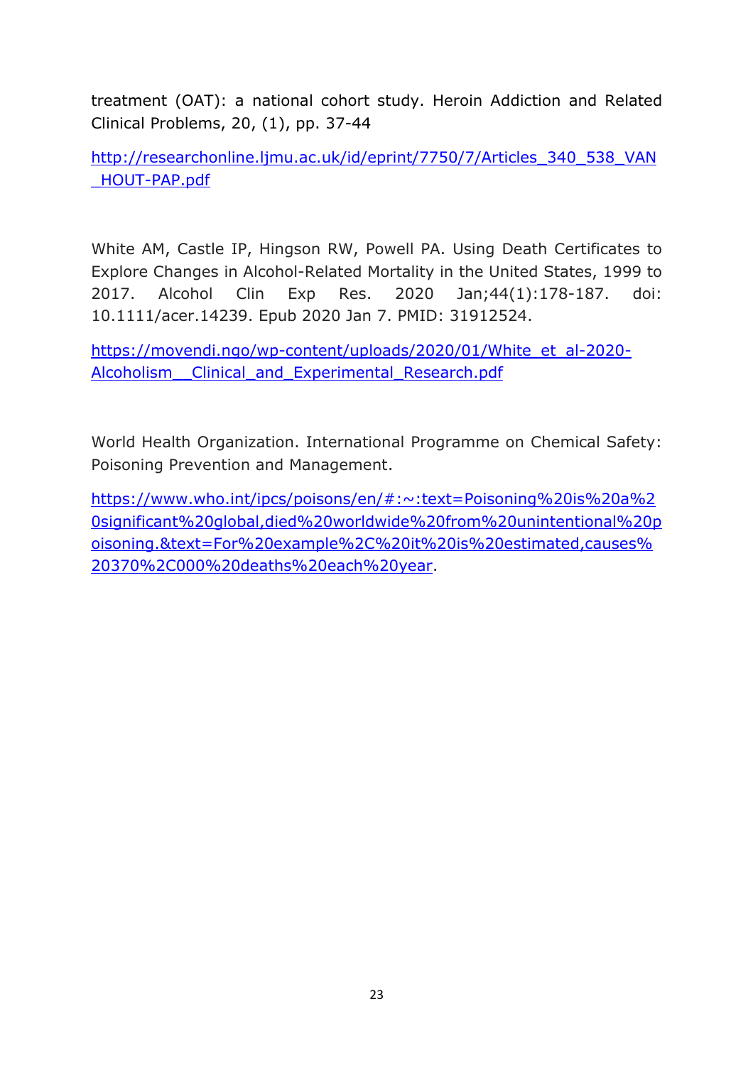treatment (OAT): a national cohort study. Heroin Addiction and Related Clinical Problems, 20, (1), pp. 37-44

http://researchonline.ljmu.ac.uk/id/eprint/7750/7/Articles_340_538_VAN_HOUT-PAP.pdf

White AM, Castle IP, Hingson RW, Powell PA. Using Death Certificates to Explore Changes in Alcohol-Related Mortality in the United States, 1999 to 2017. Alcohol Clin Exp Res. 2020 Jan;44(1):178-187. doi: 10.1111/acer.14239. Epub 2020 Jan 7. PMID: 31912524.

https://movendi.ngo/wp-content/uploads/2020/01/White_et_al-2020-Alcoholism__Clinical_and_Experimental_Research.pdf

World Health Organization. International Programme on Chemical Safety: Poisoning Prevention and Management.

https://www.who.int/ipcs/poisons/en/#:~:text=Poisoning%20is%20a%20significant%20global,died%20worldwide%20from%20unintentional%20poisoning.&text=For%20example%2C%20it%20is%20estimated,causes%20370%2C000%20deaths%20each%20year.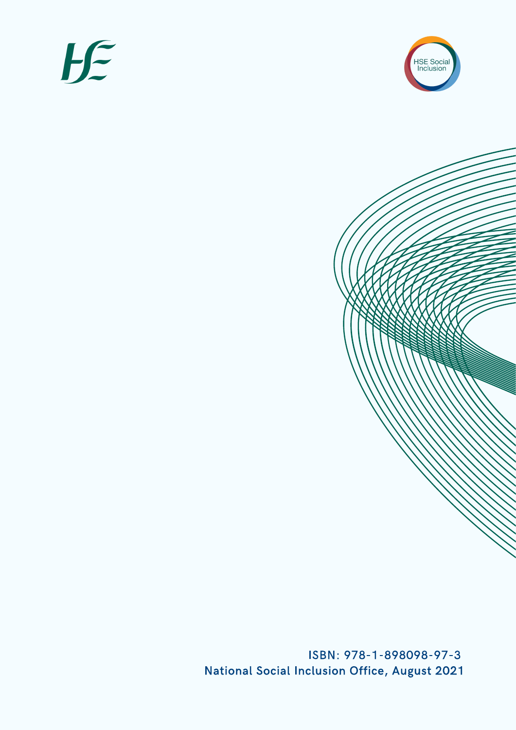HSE Social Inclusion

ISBN: 978-1-898098-97-3
National Social Inclusion Office, August 2021